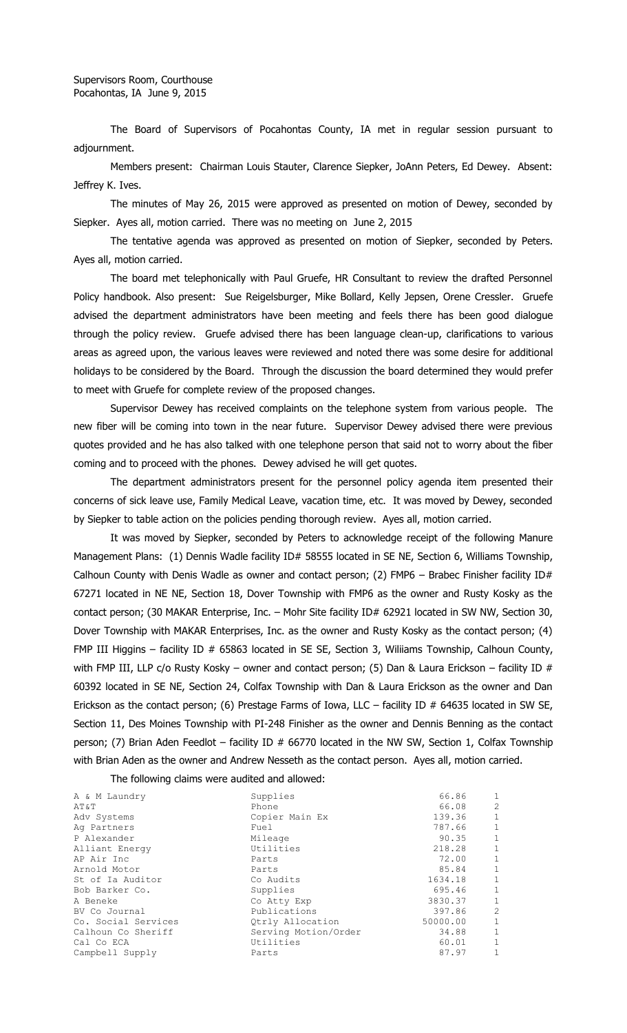Supervisors Room, Courthouse
Pocahontas, IA June 9, 2015

The Board of Supervisors of Pocahontas County, IA met in regular session pursuant to adjournment.

Members present: Chairman Louis Stauter, Clarence Siepker, JoAnn Peters, Ed Dewey. Absent: Jeffrey K. Ives.

The minutes of May 26, 2015 were approved as presented on motion of Dewey, seconded by Siepker. Ayes all, motion carried. There was no meeting on June 2, 2015

The tentative agenda was approved as presented on motion of Siepker, seconded by Peters. Ayes all, motion carried.

The board met telephonically with Paul Gruefe, HR Consultant to review the drafted Personnel Policy handbook. Also present: Sue Reigelsburger, Mike Bollard, Kelly Jepsen, Orene Cressler. Gruefe advised the department administrators have been meeting and feels there has been good dialogue through the policy review. Gruefe advised there has been language clean-up, clarifications to various areas as agreed upon, the various leaves were reviewed and noted there was some desire for additional holidays to be considered by the Board. Through the discussion the board determined they would prefer to meet with Gruefe for complete review of the proposed changes.

Supervisor Dewey has received complaints on the telephone system from various people. The new fiber will be coming into town in the near future. Supervisor Dewey advised there were previous quotes provided and he has also talked with one telephone person that said not to worry about the fiber coming and to proceed with the phones. Dewey advised he will get quotes.

The department administrators present for the personnel policy agenda item presented their concerns of sick leave use, Family Medical Leave, vacation time, etc. It was moved by Dewey, seconded by Siepker to table action on the policies pending thorough review. Ayes all, motion carried.

It was moved by Siepker, seconded by Peters to acknowledge receipt of the following Manure Management Plans: (1) Dennis Wadle facility ID# 58555 located in SE NE, Section 6, Williams Township, Calhoun County with Denis Wadle as owner and contact person; (2) FMP6 – Brabec Finisher facility ID# 67271 located in NE NE, Section 18, Dover Township with FMP6 as the owner and Rusty Kosky as the contact person; (30 MAKAR Enterprise, Inc. – Mohr Site facility ID# 62921 located in SW NW, Section 30, Dover Township with MAKAR Enterprises, Inc. as the owner and Rusty Kosky as the contact person; (4) FMP III Higgins – facility ID # 65863 located in SE SE, Section 3, Wiliiams Township, Calhoun County, with FMP III, LLP c/o Rusty Kosky – owner and contact person; (5) Dan & Laura Erickson – facility ID # 60392 located in SE NE, Section 24, Colfax Township with Dan & Laura Erickson as the owner and Dan Erickson as the contact person; (6) Prestage Farms of Iowa, LLC – facility ID # 64635 located in SW SE, Section 11, Des Moines Township with PI-248 Finisher as the owner and Dennis Benning as the contact person; (7) Brian Aden Feedlot – facility ID # 66770 located in the NW SW, Section 1, Colfax Township with Brian Aden as the owner and Andrew Nesseth as the contact person. Ayes all, motion carried.

The following claims were audited and allowed:

| | | | |
|---|---|---|---|
| A & M Laundry | Supplies | 66.86 | 1 |
| AT&T | Phone | 66.08 | 2 |
| Adv Systems | Copier Main Ex | 139.36 | 1 |
| Ag Partners | Fuel | 787.66 | 1 |
| P Alexander | Mileage | 90.35 | 1 |
| Alliant Energy | Utilities | 218.28 | 1 |
| AP Air Inc | Parts | 72.00 | 1 |
| Arnold Motor | Parts | 85.84 | 1 |
| St of Ia Auditor | Co Audits | 1634.18 | 1 |
| Bob Barker Co. | Supplies | 695.46 | 1 |
| A Beneke | Co Atty Exp | 3830.37 | 1 |
| BV Co Journal | Publications | 397.86 | 2 |
| Co. Social Services | Qtrly Allocation | 50000.00 | 1 |
| Calhoun Co Sheriff | Serving Motion/Order | 34.88 | 1 |
| Cal Co ECA | Utilities | 60.01 | 1 |
| Campbell Supply | Parts | 87.97 | 1 |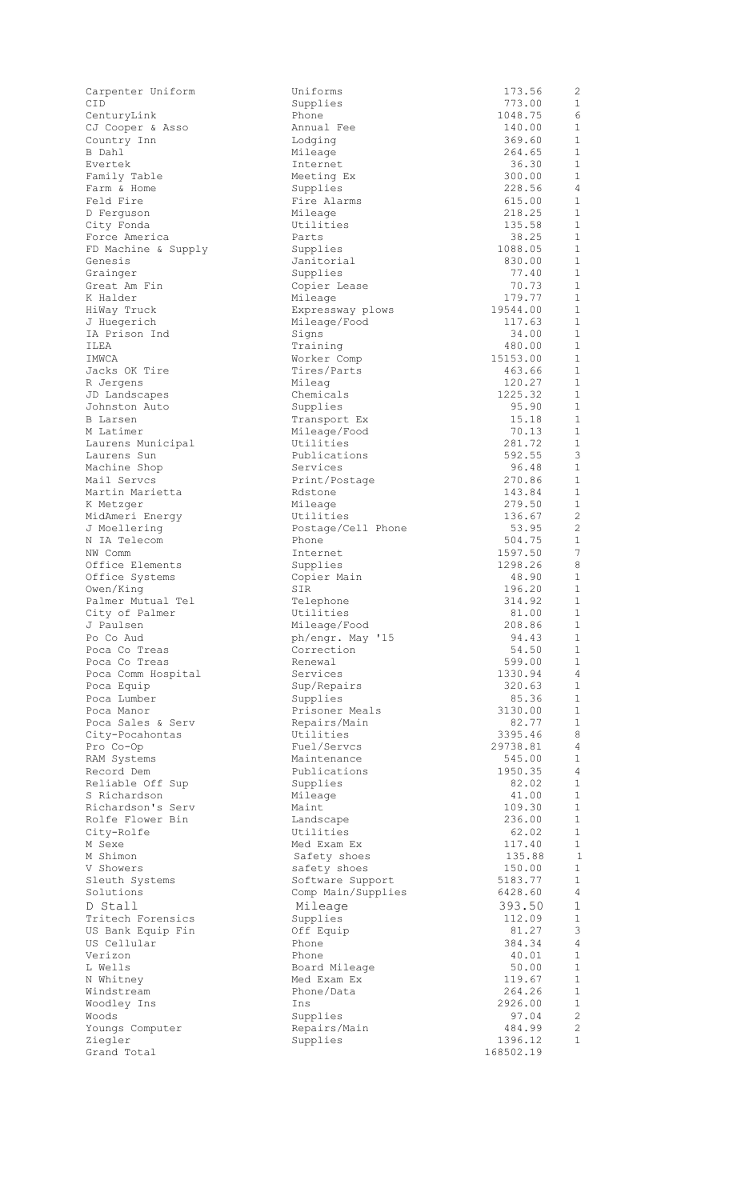| | | | |
|---|---|---|---|
| Carpenter Uniform | Uniforms | 173.56 | 2 |
| CID | Supplies | 773.00 | 1 |
| CenturyLink | Phone | 1048.75 | 6 |
| CJ Cooper & Asso | Annual Fee | 140.00 | 1 |
| Country Inn | Lodging | 369.60 | 1 |
| B Dahl | Mileage | 264.65 | 1 |
| Evertek | Internet | 36.30 | 1 |
| Family Table | Meeting Ex | 300.00 | 1 |
| Farm & Home | Supplies | 228.56 | 4 |
| Feld Fire | Fire Alarms | 615.00 | 1 |
| D Ferguson | Mileage | 218.25 | 1 |
| City Fonda | Utilities | 135.58 | 1 |
| Force America | Parts | 38.25 | 1 |
| FD Machine & Supply | Supplies | 1088.05 | 1 |
| Genesis | Janitorial | 830.00 | 1 |
| Grainger | Supplies | 77.40 | 1 |
| Great Am Fin | Copier Lease | 70.73 | 1 |
| K Halder | Mileage | 179.77 | 1 |
| HiWay Truck | Expressway plows | 19544.00 | 1 |
| J Huegerich | Mileage/Food | 117.63 | 1 |
| IA Prison Ind | Signs | 34.00 | 1 |
| ILEA | Training | 480.00 | 1 |
| IMWCA | Worker Comp | 15153.00 | 1 |
| Jacks OK Tire | Tires/Parts | 463.66 | 1 |
| R Jergens | Mileag | 120.27 | 1 |
| JD Landscapes | Chemicals | 1225.32 | 1 |
| Johnston Auto | Supplies | 95.90 | 1 |
| B Larsen | Transport Ex | 15.18 | 1 |
| M Latimer | Mileage/Food | 70.13 | 1 |
| Laurens Municipal | Utilities | 281.72 | 1 |
| Laurens Sun | Publications | 592.55 | 3 |
| Machine Shop | Services | 96.48 | 1 |
| Mail Servcs | Print/Postage | 270.86 | 1 |
| Martin Marietta | Rdstone | 143.84 | 1 |
| K Metzger | Mileage | 279.50 | 1 |
| MidAmeri Energy | Utilities | 136.67 | 2 |
| J Moellering | Postage/Cell Phone | 53.95 | 2 |
| N IA Telecom | Phone | 504.75 | 1 |
| NW Comm | Internet | 1597.50 | 7 |
| Office Elements | Supplies | 1298.26 | 8 |
| Office Systems | Copier Main | 48.90 | 1 |
| Owen/King | SIR | 196.20 | 1 |
| Palmer Mutual Tel | Telephone | 314.92 | 1 |
| City of Palmer | Utilities | 81.00 | 1 |
| J Paulsen | Mileage/Food | 208.86 | 1 |
| Po Co Aud | ph/engr. May '15 | 94.43 | 1 |
| Poca Co Treas | Correction | 54.50 | 1 |
| Poca Co Treas | Renewal | 599.00 | 1 |
| Poca Comm Hospital | Services | 1330.94 | 4 |
| Poca Equip | Sup/Repairs | 320.63 | 1 |
| Poca Lumber | Supplies | 85.36 | 1 |
| Poca Manor | Prisoner Meals | 3130.00 | 1 |
| Poca Sales & Serv | Repairs/Main | 82.77 | 1 |
| City-Pocahontas | Utilities | 3395.46 | 8 |
| Pro Co-Op | Fuel/Servcs | 29738.81 | 4 |
| RAM Systems | Maintenance | 545.00 | 1 |
| Record Dem | Publications | 1950.35 | 4 |
| Reliable Off Sup | Supplies | 82.02 | 1 |
| S Richardson | Mileage | 41.00 | 1 |
| Richardson's Serv | Maint | 109.30 | 1 |
| Rolfe Flower Bin | Landscape | 236.00 | 1 |
| City-Rolfe | Utilities | 62.02 | 1 |
| M Sexe | Med Exam Ex | 117.40 | 1 |
| M Shimon | Safety shoes | 135.88 | 1 |
| V Showers | safety shoes | 150.00 | 1 |
| Sleuth Systems | Software Support | 5183.77 | 1 |
| Solutions | Comp Main/Supplies | 6428.60 | 4 |
| D Stall | Mileage | 393.50 | 1 |
| Tritech Forensics | Supplies | 112.09 | 1 |
| US Bank Equip Fin | Off Equip | 81.27 | 3 |
| US Cellular | Phone | 384.34 | 4 |
| Verizon | Phone | 40.01 | 1 |
| L Wells | Board Mileage | 50.00 | 1 |
| N Whitney | Med Exam Ex | 119.67 | 1 |
| Windstream | Phone/Data | 264.26 | 1 |
| Woodley Ins | Ins | 2926.00 | 1 |
| Woods | Supplies | 97.04 | 2 |
| Youngs Computer | Repairs/Main | 484.99 | 2 |
| Ziegler | Supplies | 1396.12 | 1 |
| Grand Total | | 168502.19 | |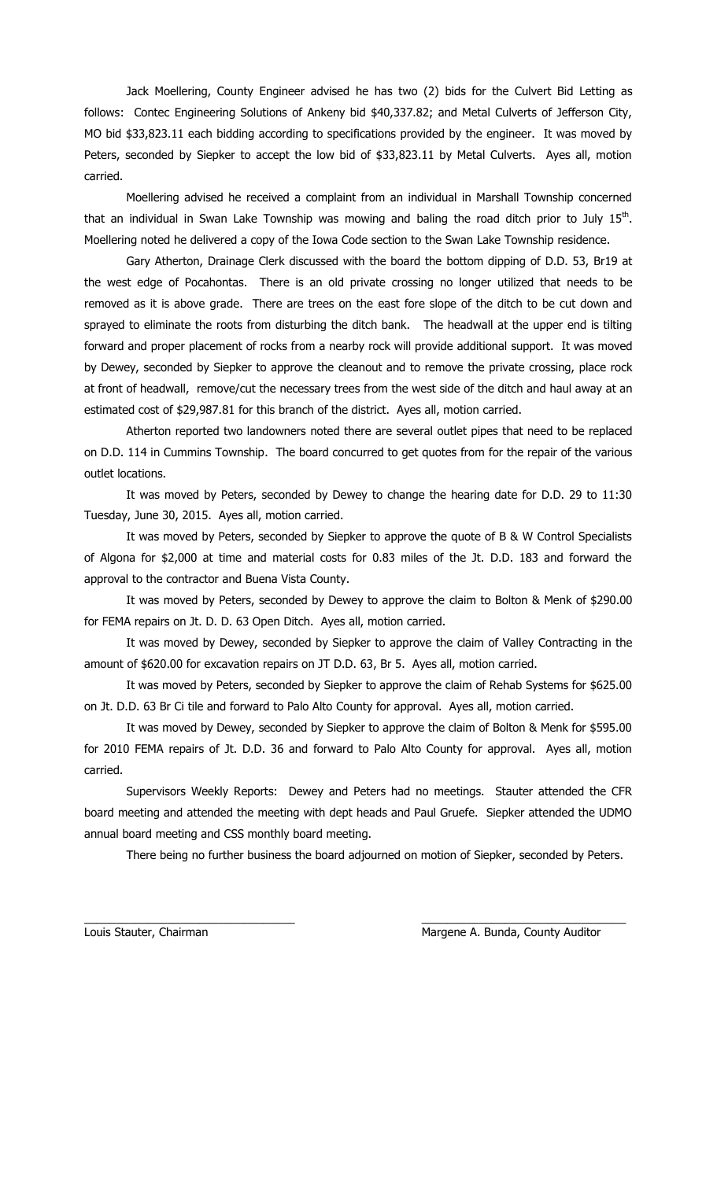Jack Moellering, County Engineer advised he has two (2) bids for the Culvert Bid Letting as follows: Contec Engineering Solutions of Ankeny bid $40,337.82; and Metal Culverts of Jefferson City, MO bid $33,823.11 each bidding according to specifications provided by the engineer. It was moved by Peters, seconded by Siepker to accept the low bid of $33,823.11 by Metal Culverts. Ayes all, motion carried.

Moellering advised he received a complaint from an individual in Marshall Township concerned that an individual in Swan Lake Township was mowing and baling the road ditch prior to July 15th. Moellering noted he delivered a copy of the Iowa Code section to the Swan Lake Township residence.

Gary Atherton, Drainage Clerk discussed with the board the bottom dipping of D.D. 53, Br19 at the west edge of Pocahontas. There is an old private crossing no longer utilized that needs to be removed as it is above grade. There are trees on the east fore slope of the ditch to be cut down and sprayed to eliminate the roots from disturbing the ditch bank. The headwall at the upper end is tilting forward and proper placement of rocks from a nearby rock will provide additional support. It was moved by Dewey, seconded by Siepker to approve the cleanout and to remove the private crossing, place rock at front of headwall, remove/cut the necessary trees from the west side of the ditch and haul away at an estimated cost of $29,987.81 for this branch of the district. Ayes all, motion carried.

Atherton reported two landowners noted there are several outlet pipes that need to be replaced on D.D. 114 in Cummins Township. The board concurred to get quotes from for the repair of the various outlet locations.

It was moved by Peters, seconded by Dewey to change the hearing date for D.D. 29 to 11:30 Tuesday, June 30, 2015. Ayes all, motion carried.

It was moved by Peters, seconded by Siepker to approve the quote of B & W Control Specialists of Algona for $2,000 at time and material costs for 0.83 miles of the Jt. D.D. 183 and forward the approval to the contractor and Buena Vista County.

It was moved by Peters, seconded by Dewey to approve the claim to Bolton & Menk of $290.00 for FEMA repairs on Jt. D. D. 63 Open Ditch. Ayes all, motion carried.

It was moved by Dewey, seconded by Siepker to approve the claim of Valley Contracting in the amount of $620.00 for excavation repairs on JT D.D. 63, Br 5. Ayes all, motion carried.

It was moved by Peters, seconded by Siepker to approve the claim of Rehab Systems for $625.00 on Jt. D.D. 63 Br Ci tile and forward to Palo Alto County for approval. Ayes all, motion carried.

It was moved by Dewey, seconded by Siepker to approve the claim of Bolton & Menk for $595.00 for 2010 FEMA repairs of Jt. D.D. 36 and forward to Palo Alto County for approval. Ayes all, motion carried.

Supervisors Weekly Reports: Dewey and Peters had no meetings. Stauter attended the CFR board meeting and attended the meeting with dept heads and Paul Gruefe. Siepker attended the UDMO annual board meeting and CSS monthly board meeting.

There being no further business the board adjourned on motion of Siepker, seconded by Peters.

\_\_\_\_\_\_\_\_\_\_\_\_\_\_\_\_\_\_\_\_\_\_\_\_\_\_\_\_\_\_
Louis Stauter, Chairman

\_\_\_\_\_\_\_\_\_\_\_\_\_\_\_\_\_\_\_\_\_\_\_\_\_\_\_\_\_\_
Margene A. Bunda, County Auditor